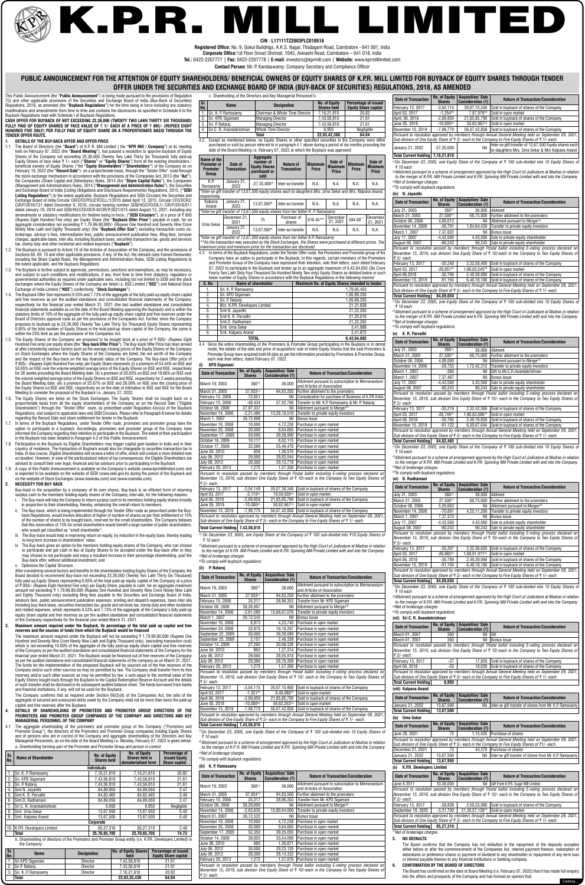# K.P.R. MILL LIMITED

**CIN : L17111TZ2003PLC010518**

**Registered Office:** No. 9, Gokul Buildings, A.K.S. Nagar, Thadagam Road, Coimbatore - 641 001, India

**Corporate Office:**1st Floor Srivari Shrimat, 1045, Avinashi Road, Coimbatore – 641 018, India

**Tel.:** 0422-2207777 | **Fax:** 0422-2207778 | **E-mail:** investors@kprmill.com | **Website:** www.kprmilllimited.com

**Contact Person:** Mr. P. Kandaswamy; Company Secretary and Compliance Officer

## PUBLIC ANNOUNCEMENT FOR THE ATTENTION OF EQUITY SHAREHOLDERS/ BENEFICIAL OWNERS OF EQUITY SHARES OF K.P.R. MILL LIMITED FOR BUYBACK OF EQUITY SHARES THROUGH TENDER OFFER UNDER THE SECURITIES AND EXCHANGE BOARD OF INDIA (BUY-BACK OF SECURITIES) REGULATIONS, 2018, AS AMENDED

This Public Announcement (the "**Public Announcement**") is being made pursuant to the provisions of Regulation 7(i) and other applicable provisions of the Securities and Exchange Board of India (Buy-Back of Securities) Regulations, 2018, as amended (the "**Buyback Regulations**") for the time being in force including any statutory modifications and amendments from time to time and contains the disclosures as specified in Schedule II to the Buyback Regulations read with Schedule I of Buyback Regulations.

**CASH OFFER FOR BUYBACK OF NOT EXCEEDING 22,36,000 (TWENTY TWO LAKH THIRTY SIX THOUSAND) FULLY PAID UP EQUITY SHARES OF FACE VALUE OF ₹ 1/- EACH AT A PRICE OF ₹ 805/- (RUPEES EIGHT HUNDRED FIVE ONLY) PER FULLY PAID UP EQUITY SHARE ON A PROPORTIONATE BASIS THROUGH THE TENDER OFFER ROUTE.**

### 1. DETAILS OF THE BUY-BACK OFFER AND OFFER PRICE

1.1 The Board of Directors (the "**Board**") of K.P.R. Mill Limited ( the "**KPR Mill / Company**") at its meeting held on February 07, 2022 (the "**Board Meeting**"), has passed a resolution to approve buyback of Equity Shares of the Company not exceeding 22,36,000 (Twenty Two Lakh Thirty Six Thousand) fully paid-up Equity Shares of face value ₹ 1/- each ("**Shares**" or "**Equity Shares**") from all the existing shareholders / beneficial owners of Equity Shares ("the "**Equity Shareholders**"/"**Shareholders**") of the Company as on February 19, 2022 (the "**Record Date**"), on a proportionate basis, through the "Tender Offer" route through the stock exchange mechanism in accordance with the provisions of the Companies Act, 2013 (the "**Act**"), the Companies (Share Capital and Debentures) Rules, 2014 (the "**Share Capital Rules**"), the Companies (Management and Administration) Rules, 2014 ("**Management and Administration Rules**"), the Securities and Exchange Board of India (Listing Obligations and Disclosure Requirements) Regulations, 2015, ("**SEBI Listing Regulations**") to the extent applicable, Buyback Regulations and SEBI Circulars the Securities and Exchange Board of India Circular CIR/CFD/POLICYCELL/1/2015 dated April 13, 2015, Circular CFD/DCR2/CIR/P/2016/131 dated December 9, 2016 circular bearing number SEBI/HO/CFD/DIL1/ CIR/P/2018/11 dated January 19, 2018 and SEBI/HO/CFD/DCR-III/CIR/P/2021/615 dated August 13, 2021, including any amendments or statutory modifications for thetime being in force, ("**SEBI Circulars**"), at a price of ₹ 805 (Rupees Eight Hundred and Five only) per Equity Share (the "**Buyback Offer Price**") payable in cash, for an aggregate consideration not exceeding ₹ 1,79,99,80,000/- (Rupees One Hundred and Seventy Nine Crore Ninety Nine Lakh and Eighty Thousand only) (the "**Buyback Offer Size**") excluding transaction costs viz. brokerage, advisor's fees, intermediaries fees, public announcement publication fees, filing fees, turnover charges, applicable taxes, inter alia, including buyback taxes, securities transaction tax, goods and services tax, stamp duty and other incidental and related expenses ("**Buyback**").

1.2 The Buyback is pursuant to Article 16 of the Articles of Association of the Company, and the provisions of Sections 68, 69, 70 and other applicable provisions, if any, of the Act, the Share Capital Rules, the Management and Administration Rules, to the extent applicable, and in compliance with the Buyback Regulations, including the Share Capital Rules, Management and Administration Rules, SEBI Listing Regulations to the extent applicable, and the Buyback Regulations.

1.3 The Buyback is further subject to approvals, permissions, sanctions and exemptions, as may be necessary, and subject to such conditions and modifications, if any, from time to time from statutory, regulatory or governmental authorities as required under applicable laws, including but not limited to SEBI and the stock exchanges where the Equity Shares of the Company are listed i.e. BSE Limited ("**BSE**") and National Stock Exchange of India Limited ("**NSE**") (collectively, "**Stock Exchanges**").

1.4 The Buyback Offer Size represents 9.53% and 7.73% of the aggregate of the fully paid-up equity share capital and free reserves as per the audited standalone and consolidated financial statements of the Company, respectively for the financial year ended March 31, 2021 (the last audited standalone and consolidated financial statements available as on the date of the Board Meeting approving the Buyback) and is within the statutory limits of 10% of the aggregate of the fully paid-up equity share capital and free reserves under the Board of Directors approval route as per the provisions of the Companies Act. Further, since the Company proposes to buyback up to 22,36,000 (Twenty Two Lakh Thirty Six Thousand) Equity Shares representing 0.65% of the total number of Equity Shares in the total paid-up share capital of the Company, the same is within the 25% limit as per the provisions of the Companies Act.

1.5 The Equity Shares of the Company are proposed to be bought back at a price of ₹ 805/- (Rupees Eight Hundred Five only) per equity share (the "**Buy-back Offer Price**"). The Buy-back Offer Price has been arrived at after considering various factors such as the average closing prices of the Equity Shares of the Company on Stock Exchanges where the Equity Shares of the Company are listed, the net worth of the Company and the impact of the Buy-back on the key financial ratios of the Company. The Buy-back Offer price of ₹ 805/- (Rupees Eight Hundred Five only) per Equity Share represents (i) a premium of 54.44% on BSE and 50.65% on NSE over the volume weighted average price of the Equity Shares on BSE and NSE, respectively for 26 weeks preceding the Board Meeting date; (ii) a premium of 20.63% on BSE and 19.66% on NSE over the volume weighted average price of the Equity Shares on BSE and NSE, respectively for 2 weeks preceding the Board Meeting date; (iii) a premium of 25.67% on BSE and 26.09% on NSE over the closing price of the Equity Shares on BSE and NSE, respectively as on the date of intimation to BSE and NSE for the Board Meeting to consider the proposal of the Buyback i.e. January 27, 2022.

1.6 The Equity Shares are listed on the Stock Exchanges. The Equity Shares will be bought back on a proportionate basis from all the equity shareholders of the Company as on the Record Date ("Eligible Shareholders") through the "Tender Offer" route, as prescribed under Regulation 4(iv)(a) of the Buyback Regulations, and subject to applicable laws and SEBI Circulars. Please refer to Paragraph 8 below for details regarding the Record Date and share entitlement for tender in the Buyback.

1.7 In terms of the Buyback Regulations, under Tender Offer route, promoters and promoter group have the option to participate in a buyback. Accordingly, promoters and promoter group of the Company have informed the Company regarding their intention to participate in the Buyback. The extent of their participation in the Buyback has been detailed in Paragraph 4.3 of this Public Announcement.

1.8 Participation in the Buyback by Eligible Shareholders may trigger capital gain taxation in India and in their country of residence. The transaction of Buyback would also be chargeable to securities transaction tax in India. In due course, Eligible Shareholders will receive a letter of offer, which will contain a more detailed note on taxation. However, in view of the particularized nature of tax consequences, the Eligible Shareholders are advised to consult their own legal, financial and tax advisors prior to participating in the Buyback.

1.9 A copy of this Public Announcement is available on the Company's website (www.kprmilllimited.com) and is expected to be available on the website of SEBI (www.sebi.gov.in) during the period of the Buyback and on the website of Stock Exchanges (www.bseindia.com) and (www.nseindia.com).

### 2. NECESSITY FOR BUY BACK

Buy-back is the acquisition by a company of its own shares. Buy-back is an efficient form of returning surplus cash to the members holding equity shares of the Company, inter-alia, for the following reasons:

i. The Buy-back will help the Company to return surplus cash to its members holding equity shares broadly in proportion to their shareholding, thereby, enhancing the overall return to members;

ii. The Buy-back, which is being implemented through the Tender Offer route as prescribed under the Buy-back Regulations, would involve allocation of higher of number of shares as per their entitlement or 15% of the number of shares to be bought back, reserved for the small shareholders. The Company believes that this reservation of 15% for small shareholders would benefit a large number of public shareholders, who would get classified as "small shareholder";

iii. The Buy-back would help in improving return on equity, by reduction in the equity base, thereby leading to long term increase in shareholders' value;

iv. The Buy-back gives an option to the members holding equity shares of the Company, who can choose to participate and get cash in lieu of Equity Shares to be accepted under the Buy-back offer or they may choose to not participate and enjoy a resultant increase in their percentage shareholding, post the Buy-back offer, without additional investment; and

v. Optimizes the Capital Structure.

After considering several factors and benefits to the shareholders holding Equity Shares of the Company, the Board decided to recommend Buy-back not exceeding 22,36,000 (Twenty Two Lakh Thirty Six Thousand) fully paid up Equity Shares representing 0.65% of the total paid-up equity capital of the Company at a price of ₹ 805/- (Rupees Eight Hundred Five only) per Equity Share, payable in cash, for an aggregate maximum amount not exceeding ₹ 1,79,99,80,000 (Rupees One Hundred and Seventy Nine Crore Ninety Nine Lakh and Eighty Thousand only) excluding filing fees payable to the Securities and Exchange Board of India, advisors fees, public announcement publication expenses, printing and dispatch expenses, taxes inter alia including buy-back taxes, securities transaction tax, goods and services tax, stamp duty and other incidental and related expenses, which represents 9.53% and 7.73% of the aggregate of the Company's fully paid-up equity share capital and free reserves as per the audited standalone and consolidated financial statements of the Company respectively for the financial year ended March 31, 2021.

### 3. Maximum amount required under the Buyback, its percentage of the total paid up capital and free reserves and the sources of funds from which the Buyback would be financed

The maximum amount required under the Buyback will not be exceeding ₹ 1,79,99,80,000 (Rupees One Hundred and Seventy Nine Crore Ninety Nine Lakh and Eighty Thousand only), (excluding transaction costs) which is not exceeding 10.00% of the aggregate of the fully paid-up equity share capital and free reserves of the Company as per the audited standalone and consolidated financial statements of the Company for the financial year ended March 31, 2021. The Buyback would be financed out of free reserves of the Company as per the audited standalone and consolidated financial statements of the Company as on March 31, 2021. The funds for the implementation of the proposed Buyback will be sourced out of the free reserves of the Company and/or such other sources as may be permitted by law. The Company shall transfer from its free reserves and/or such other sources as may be permitted by law, a sum equal to the nominal value of the Equity Shares bought back through the Buyback to the Capital Redemption Reserve Account and the details of such transfer shall be disclosed in its subsequent audited balance sheet. The funds borrowed from banks and financial institutions, if any, will not be used for the Buyback.

The Company confirms that as required under Section 68(2)(d) of the Companies Act, the ratio of the aggregate of secured and unsecured debts owed by the Company shall not be more than twice the paid-up capital and free reserves after the Buyback.

### 4. DETAILS OF SHAREHOLDING OF PROMOTERS AND PROMOTER GROUP, DIRECTORS OF THE PROMOTERS AND PROMOTER GROUP COMPANIES OF THE COMPANY AND DIRECTORS AND KEY MANAGERIAL PERSONNEL OF THE COMPANY

4.1 The aggregate shareholding of the promoters and promoter group of the Company ("Promoters and Promoter Group"), the Directors of the Promoters and Promoter Group Companies holding Equity Shares and of persons who are in control of the Company and aggregate shareholding of the Directors and Key Managerial Personnels as on the date of the Board Meeting i.e. Monday, February 07, 2022 is given below:

a. Shareholding of the Promoter and Promoter Group and person in control

| Sr. No. | Name of Shareholder | No. of Equity Shares held | No. of Equity Shares held in dematerialized form | Percentage of issued Equity Share capital |
|---|---|---|---|---|
| | **Individuals** | | | |
| 1. | Sri. K. P. Ramasamy | 7,16,21,810 | 7,16,21,810 | 20.82 |
| 2. | Sri. KPD Sigamani | 7,43,56,810 | 7,43,56,810 | 21.61 |
| 3. | Sri. P. Nataraj | 7,43,56,810 | 7,43,56,810 | 21.61 |
| 4. | Smt N. Jayanthi | 84,89,050 | 84,89,050 | 2.47 |
| 5. | Smt K. R. Parvathi | 84,82,465 | 84,82,465 | 2.46 |
| 6. | Smt D. Radhamani | 84,89,050 | 84,89,050 | 2.47 |
| 7. | Sri C. R. Anandakrishnan | 6,950 | 6,950 | Negligible |
| 8. | Smt. Uma Sekar | 13,67,950 | 13,67,950 | 0.40 |
| 9. | Smt. Kalpana Anand | 13,67,500 | 13,67,500 | 0.40 |
| | **Corporate** | | | |
| 10. | K.P.R. Developers Limited | 85,27,310 | 85,27,310 | 2.48 |
| | **Total** | **25,70,65,705** | **25,70,65,705** | **74.72** |

b. Shareholding of directors of the Promoters and Promoter Group entity (i.e. K.P.R. Developers Limited) in the Company:

| Sr. No. | Name | Designation | No. of Equity Shares held | Percentage of issued Equity Share capital |
|---|---|---|---|---|
| 1. | Sri KPD Sigamani | Director | 7,43,56,810 | 21.61 |
| 2. | Sri P. Nataraj | Director | 7,43,56,810 | 21.61 |
| 3. | Sri. K. P. Ramasamy | Director | 7,16,21,810 | 20.82 |
| | **Total** | | **22,03,35,430** | **64.04** |

c. Shareholding of the Directors and Key Managerial Personnel's:

| Sr. No. | Name | Designation | No. of Equity Shares held | Percentage of issued Equity Share capital |
|---|---|---|---|---|
| 1. | Sri. K. P. Ramasamy | Chairman & Whole Time Director | 7,16,21,810 | 20.82 |
| 2. | Sri. KPD Sigamani | Managing Director | 7,43,56,810 | 21.61 |
| 3. | Sri. P. Nataraj | Managing Director | 7,43,56,810 | 21.61 |
| 4. | Sri. C. R. Anandakrishnan | Whole Time Director | 6,950 | Negligible |
| | **Total** | | **22,03,42,380** | **64.04** |

4.2 Except as mentioned below, no Equity Shares or other specified securities in the Company were either purchased or sold by person referred to in paragraph 4.1 above during a period of six months preceding the date of the Board Meeting i.e. February 07, 2022 at which the Buyback was approved:

| Name of the Promoter or Promoter Group | Date of Transaction | Aggregate number of Equity Shares purchased or sold | Nature of Transaction | Maximum Price | Date of Maximum Price | Minimum Price | Date of Minimum Price |
|---|---|---|---|---|---|---|---|
| K.P. Ramasamy | January 21, 2022 | -27,35,000* | Inter-se transfer | N.A. | N.A. | N.A. | N.A. |
| *Inter-se gift transfer of 13,67,500 Equity shares each to daughters Mrs. Uma Sekar and Mrs. Kalpana Anand, respectively | | | | | | | |
| Kalpana Anand | January 21, 2022 | 13,67,500* | Inter-se transfer | N.A. | N.A. | N.A. | N.A. |
| *Inter-se gift transfer of 13,67,500 Equity shares from her father K. P. Ramasamy | | | | | | | |
| Uma Sekar | December 21, 2021 | 75 | Purchase of shares | 616.45** | December 21, 2021 | 584.00** | December 21, 2021 |
| | January 21, 2022 | 13,67,500* | Inter-se transfer | N.A. | N.A. | N.A. | N.A. |
| *Inter-se gift transfer of 13,67,500 Equity shares from her father K.P. Ramasamy | | | | | | | |
| **The transaction was executed on the Stock Exchanges and the Shares were purchased at different prices. The maximum price and minimum price for the transaction are disclosed. | | | | | | | |

4.3 In terms of the Buyback Regulations, under the Tender Offer route, the Promoters and Promoter group of the Company have an option to participate in the Buyback. In this regards, certain members of the Promoters and Promoter Group of the Company have expressed their intention, vide their letters, each dated February 07, 2022 to participate in the Buyback and tender up to an aggregate maximum of 6,42,64,692 (Six Crore Fourty Two Lakh Sixty Four Thousand Six Hundred Ninety Two only) Equity Shares as detailed below or such lower number of Equity Shares in accordance with the Buyback Regulations in the following manner:

| S. No | Name of shareholder | Maximum No. of Equity Shares intended to tender |
|---|---|---|
| 1. | Sri. K. P. Ramasamy | 1,79,05,453 |
| 2. | Sri. KPD Sigamani | 1,85,89,203 |
| 3. | Sri. P. Nataraj | 1,85,89,203 |
| 4. | M/s. K.P.R. Developers Limited | 21,31,828 |
| 5. | Smt. N. Jayanthi | 21,22,263 |
| 6. | Smt. K. R. Parvathi | 21,20,616 |
| 7. | Smt D. Radhamani | 21,22,263 |
| 8. | Smt. Uma Sekar | 3,41,988 |
| 9. | Smt. Kalpana Anand | 3,41,875 |
| | **TOTAL** | **6,42,64,692** |

4.4 Since the entire shareholding of the Promoters & Promoter Group participating in the Buyback is in dematerialised mode, the details of the date and price of acquisition/ sale of entire Equity Shares that the said Promoters & Promoter Group have acquired/sold till date as per the information provided by Promoters & Promoter Group, each vide their letters, dated February 07, 2022.

**(i) KPD Sigamani**

| Date of Transaction | No. of Equity Shares | Acquisition/ Sale Consideration (₹) | Nature of Transaction/Consideration |
|---|---|---|---|
| March 19, 2003 | 360[1] | 36,000 | Allotment pursuant to subscription to Memorandum and Articles of Association |
| March 31, 2005 | 37,933[1] | 94,83,250 | Further allotment to the promoters |
| February 15, 2006 | 72,651 | Nil | Consideration for purchase of Business of K.P.R. Knits |
| February 15, 2006 | -48,434 | 57,92,706 | Transfer to Mr. K.P. Ramasamy & Mr. P. Nataraj |
| October 06, 2006 | 37,87,337 | Nil | Allotment pursuant to Merger[2] |
| November 14, 2006 | -2,21,486 | 13,28,18,510 | Transfer to private equity investors |
| March 1, 2007 | 39,72,568 | Nil | Bonus Issue |
| November 16, 2008 | 10,000 | 4,72,238 | Purchase in open market |
| November 20, 2008 | 20,000 | 9,84,665 | Purchase in open market |
| September 17, 2009 | 50,000 | 39,38,990 | Purchase in open market |
| October 16, 2009 | 10,117 | 8,02,115 | Purchase in open market |
| October 17, 2009 | 32,068 | 25,46,478 | Purchase in open market |
| June 04, 2010 | 858 | 1,26,576 | Purchase in open market |
| July 06, 2012 | 29,000 | 28,83,944 | Purchase in open market |
| July 09, 2012 | 29,300 | 29,13,778 | Purchase in open market |
| February 20, 2013 | 1,275 | 1,57,356 | Purchase in open market |
| *Pursuant to resolution passed by members through Postal ballot including E-voting process declared on November 15, 2016, sub division of One Equity Share of ₹ 10/-each in the Company to Two Equity Shares of ₹ 5/- each.* | | | |
| February 13, 2017 | -3,04,149 | 20,07,38,340 | Sold in buyback of shares of the Company |
| April 03, 2017 | -3,119[4] | 19,59,928[3] | Sold in open market |
| April 06, 2018 | -2,69,859 | 21,85,85,790 | Sold in buyback of shares of the Company |
| June 05, 2018 | -10,000[4] | 56,62,967[3] | Sold in open market |
| November 15, 2019 | -7,98,779 | 56,07,42,858 | Sold in buyback of shares of the Company |
| *Pursuant to resolution approved by members through Annual General Meeting held on September 09, 2021, Sub division of One Equity Share of ₹ 5/- each in the Company to Five Equity Shares of ₹ 1/- each.* | | | |
| **Total Current Holding** | **7,43,56,810** | | |

[1]On December 23, 2005, one Equity Share of the Company of ₹ 100 sub-divided into 10 Equity Shares of ₹ 10 each

[2]Allotment pursuant to a scheme of arrangement approved by the High Court of Judicature at Madras in relation to the merger of K.P.R. Mill Private Limited and K.P.R. Spinning Mill Private Limited with and into the Company

[3]Net of brokerage charges

[4]To comply with buyback regulations

**(ii) P. Nataraj**

| Date of Transaction | No. of Equity Shares | Acquisition/ Sale Consideration (₹) | Nature of Transaction/Consideration |
|---|---|---|---|
| March 19, 2003 | 360[1] | 36,000 | Allotment pursuant to subscription to Memorandum and Articles of Association |
| March 31, 2005 | 37,933[1] | 94,83,250 | Further allotment to the promoters |
| February 15, 2006 | 24,217 | 28,96,353 | Transfer from Mr. KPD Sigamani |
| October 06, 2006 | 38,26,987 | Nil | Allotment pursuant to Merger[2] |
| November 14, 2006 | -2,61,589 | 15,68,67,076 | Transfer to private equity investors |
| March 1, 2007 | 39,72,545 | Nil | Bonus Issue |
| November 16, 2008 | 8,973 | 4,23,740 | Purchase in open market |
| November 20, 2008 | 32,670 | 16,18,297 | Purchase in open market |
| September 22, 2009 | 50,000 | 39,39,088 | Purchase in open market |
| September 25, 2009 | 3,157 | 2,46,339 | Purchase in open market |
| October 14, 2009 | 27,205 | 30,98,326 | Purchase in open market |
| June 04, 2010 | 883 | 1,27,314 | Purchase in open market |
| July 06, 2012 | 29,000 | 28,55,818 | Purchase in open market |
| July 09, 2012 | 29,300 | 28,76,309 | Purchase in open market |
| February 20, 2013 | 1,275 | 1,57,356 | Purchase in open market |
| *Pursuant to resolution passed by members through Postal ballot including E-voting process declared on November 15, 2016, sub division of One Equity Share of ₹ 10/- each in the Company to Two Equity Shares of ₹ 5/- each.* | | | |
| February 13, 2017 | -3,04,115 | 20,07,15,900 | Sold in buyback of shares of the Company |
| April 03, 2017 | -1,351[4] | 8,48,960[3] | Sold in open market |
| April 06, 2018 | -2,69,859 | 21,85,85,790 | Sold in buyback of shares of the Company |
| June 05, 2018 | -10,000[4] | 56,62,262[3] | Sold in open market |
| November 15, 2019 | -7,98,779 | 56,07,42,858 | Sold in buyback of shares of the Company |
| *Pursuant to resolution approved by members through Annual General Meeting held on September 09, 2021, Sub division of One Equity Share of ₹ 5/- each in the Company to Five Equity Shares of ₹ 1/- each.* | | | |
| **Total Current Holding** | **7,43,56,810** | | |

[1]On December 23, 2005, one Equity Share of the Company of ₹ 100 sub-divided into 10 Equity Shares of ₹ 10 each

[2]Allotment pursuant to a scheme of arrangement approved by the High Court of Judicature at Madras in relation to the merger of K.P.R. Mill Private Limited and K.P.R. Spinning Mill Private Limited with and into the Company

[3]Net of brokerage charges

[4]To comply with buyback regulations

**(iii) K. P. Ramasamy**

| Date of Transaction | No. of Equity Shares | Acquisition/ Sale Consideration (₹) | Nature of Transaction/Consideration |
|---|---|---|---|
| March 19, 2003 | 360[1] | 36,000 | Allotment pursuant to subscription to Memorandum and Articles of Association |
| March 31, 2005 | 37,934[1] | 94,83,500 | Further allotment to the promoters |
| February 15, 2006 | 24,217 | 28,96,353 | Transfer from Mr. KPD Sigamani |
| October 06, 2006 | 38,29,000 | Nil | Allotment pursuant to Merger[2] |
| November 14, 2006 | -2,63,535 | 15,80,94,000 | Transfer to private equity investors |
| March 01, 2007 | 39,72,527 | Nil | Bonus Issue |
| November 16, 2008 | 10,000 | 4,72,238 | Purchase in open market |
| November 20, 2008 | 20,000 | 9,84,665 | Purchase in open market |
| September 17, 2009 | 52,350 | 39,35,005 | Purchase in open market |
| October 14, 2009 | 39,855 | 33,54,090 | Purchase in open market |
| June 06, 2010 | 860 | 1,26,871 | Purchase in open market |
| July 06, 2012 | 30,000 | 29,23,710 | Purchase in open market |
| July 09, 2012 | 28,300 | 28,14,332 | Purchase in open market |
| February 20, 2013 | 1,275 | 1,57,676 | Purchase in open market |
| *Pursuant to resolution passed by members through Postal ballot including E-voting process declared on November 15, 2016, sub division of One Equity Share of ₹ 10/- each in the Company to Two Equity Shares of ₹ 5/- each.* | | | |
| February 13, 2017 | -3,04,114 | 20,07,15,740 | Sold in buyback of shares of the Company |
| April 03, 2017 | -1,254[4] | 7,87,978[3] | Sold in open market |
| April 06, 2018 | -2,69,859 | 21,85,85,790 | Sold in buyback of shares of the Company |
| June 05, 2018 | -10,000[4] | 56,62,967[3] | Sold in open market |
| November 15, 2019 | -7,98,779 | 56,07,42,858 | Sold in buyback of shares of the Company |
| *Pursuant to resolution approved by members through Annual General Meeting held on September 09, 2021, Sub division of One Equity Share of ₹ 5/- each in the Company to Five Equity Shares of ₹ 1/- each.* | | | |
| January 21, 2022 | -27,35,000 | NA | Inter-se gift transfer of 13,67,500 Equity shares each to daughters Mrs. Uma Sekar and Mrs Kalpana Anand |
| **Total Current Holding** | **7,16,21,810** | | |

[1]On December 23, 2005, one Equity Share of the Company of ₹ 100 sub-divided into 10 Equity Shares of ₹ 10 each

[2]Allotment pursuant to a scheme of arrangement approved by the High Court of Judicature at Madras in relation to the merger of K.P.R. Mill Private Limited and K.P.R. Spinning Mill Private Limited with and into the Company

[3]Net of brokerage charges

[4]To comply with buyback regulations

**(iv) N. Jayanthi**

| Date of Transaction | No. of Equity Shares | Acquisition/ Sale Consideration (₹) | Nature of Transaction/Consideration |
|---|---|---|---|
| July 21, 2003 | 360[1] | 36,000 | Allotment |
| March 31, 2005 | 27,500[1] | 68,75,000 | Further allotment to the promoters |
| October 06, 2006 | 4,90,013 | Nil | Allotment pursuant to Merger[2] |
| November 14, 2006 | -30,791 | 1,84,64,439 | Transfer to private equity investors |
| March 1, 2007 | 7,37,822 | Nil | Bonus issue |
| July 17, 2007 | -4,43,560 | 4,43,560 | Sale to private equity shareholder |
| August 08, 2007 | -90,242 | 90,243 | Sale to private equity shareholder |
| *Pursuant to resolution passed by members through Postal ballot including E-voting process declared on November 15, 2016, sub division of One Equity Share of ₹ 10/- each in the Company to Two Equity Shares of ₹ 5/- each.* | | | |
| February 13, 2017 | -35,240 | 2,32,58,400 | Sold in buyback of shares of the Company |
| April 03, 2017 | -28,651[4] | 1,80,03,545[3] | Sold in open market |
| April 06, 2018 | -30,789 | 2,49,39,090 | Sold in buyback of shares of the Company |
| November 15, 2019 | -91,194 | 6,40,18,188 | Sold in buyback of shares of the Company |
| *Pursuant to resolution approved by members through Annual General Meeting held on September 09, 2021, Sub division of One Equity Share of ₹ 5/- each in the Company to Five Equity Shares of ₹ 1/- each.* | | | |
| **Total Current Holding** | **84,89,050** | | |

[1]On December 23, 2005, one Equity Share of the Company of ₹ 100 sub-divided into 10 Equity Shares of ₹ 10 each

[2]Allotment pursuant to a scheme of arrangement approved by the High Court of Judicature at Madras in relation to the merger of K.P.R. Mill Private Limited and K.P.R. Spinning Mill Private Limited with and into the Company

[3]Net of brokerage charges

[4]To comply with buyback regulations

**(v) K. R. Parvathi**

| Date of Transaction | No. of Equity Shares | Acquisition/ Sale Consideration (₹) | Nature of Transaction/Consideration |
|---|---|---|---|
| July 21, 2003 | 360[1] | 36,000 | Allotment |
| March 31, 2005 | 27,500[1] | 68,75,000 | Further allotment to the promoters |
| October 06, 2006 | 4,88,000 | Nil | Allotment pursuant to Merger[2] |
| November 14, 2006 | -28,753 | 1,72,42,312 | Transfer to private equity investors |
| March 1, 2007 | -360 | Nil | Gift to Mr.C.R.Anandakrishnan |
| March 1, 2007 | 7,37,487 | Nil | Bonus issue |
| July 17, 2007 | -4,43,560 | 4,43,560 | Sale to private equity shareholder |
| August 08, 2007 | -90,243 | 90,243 | Sale to private equity shareholder |
| *Pursuant to resolution passed by members through Postal ballot including E-voting process declared on November 15, 2016, sub division of One Equity Share of ₹ 10/- each in the Company to Two Equity Shares of ₹ 5/- each.* | | | |
| February 13, 2017 | -35,216 | 2,32,42,560 | Sold in buyback of shares of the Company |
| April 03, 2017 | -28,746[4] | 1,80,63,686[3] | Sold in open market |
| April 06, 2018 | -30,765 | 2,49,19,650 | Sold in buyback of shares of the Company |
| November 15, 2019 | -91,122 | 6,39,67,644 | Sold in buyback of shares of the Company |
| *Pursuant to resolution approved by members through Annual General Meeting held on September 09, 2021, Sub division of One Equity Share of ₹ 5/- each in the Company to Five Equity Shares of ₹ 1/- each.* | | | |
| **Total Current Holding** | **84,82,465** | | |

[1]On December 23, 2005, one Equity Share of the Company of ₹ 100 sub-divided into 10 Equity Shares of ₹ 10 each

[2]Allotment pursuant to a scheme of arrangement approved by the High Court of Judicature at Madras in relation to the merger of K.P.R. Mill Private Limited and K.P.R. Spinning Mill Private Limited with and into the Company

[3]Net of brokerage charges

[4]To comply with buyback regulations

**(vi) D. Radhamani**

| Date of Transaction | No. of Equity Shares | Acquisition/ Sale Consideration (₹) | Nature of Transaction/Consideration |
|---|---|---|---|
| July 21, 2003 | 360[1] | 36,000 | Allotment |
| March 31, 2005 | 27,500[1] | 68,75,000 | Further allotment to the promoters |
| October 06, 2006 | 5,29,663 | Nil | Allotment pursuant to Merger[2] |
| November 14, 2006 | -70,891 | 4,25,11,206 | Transfer to private equity investors |
| March 1, 2007 | 7,37,372 | Nil | Bonus issue |
| July 17, 2007 | -4,43,560 | 4,43,560 | Sale to private equity shareholder |
| August 08, 2007 | -90,242 | 90,243 | Sale to private equity shareholder |
| *Pursuant to resolution passed by members through Postal ballot including E-voting process declared on November 15, 2016, sub division of One Equity Share of ₹ 10/- each in the Company to Two Equity Shares of ₹ 5/- each.* | | | |
| February 13, 2017 | -35,207 | 2,32,36,620 | Sold in buyback of shares of the Company |
| April 03, 2017 | -26,882[4] | 1,68,91,911[3] | Sold in open market |
| April 06, 2018 | -30,789 | 2,49,39,090 | Sold in buyback of shares of the Company |
| November 15, 2019 | -91,194 | 6,40,18,188 | Sold in buyback of shares of the Company |
| *Pursuant to resolution approved by members through Annual General Meeting held on September 09, 2021, Sub division of One Equity Share of ₹ 5/- each in the Company to Five Equity Shares of ₹ 1/- each.* | | | |
| **Total Current Holding** | **84,89,050** | | |

[1]On December 23, 2005, one Equity Share of the Company of ₹ 100 sub-divided into 10 Equity Shares of ₹ 10 each

[2]Allotment pursuant to a scheme of arrangement approved by the High Court of Judicature at Madras in relation to the merger of K.P.R. Mill Private Limited and K.P.R. Spinning Mill Private Limited with and into the Company

[3]Net of brokerage charges

[4]To comply with buyback regulations

**(vii) Sri C.R. Anandakrishnan**

| Date of Transaction | No. of Equity Shares | Acquisition/ Sale Consideration (₹) | Nature of Transaction/Consideration |
|---|---|---|---|
| March 01, 2007 | 360 | Nil | Gift |
| March 01, 2007 | 360 | Nil | Bonus issue |
| *Pursuant to resolution passed by members through Postal ballot including E-voting process declared on November 15, 2016, sub division of One Equity Share of ₹ 10/- each in the Company to Two Equity Shares of ₹ 5/- each.* | | | |
| February 13, 2017 | -27 | 17,820 | Sold in buyback of shares of the Company |
| April 06, 2018 | -23 | 18,630 | Sold in buyback of shares of the Company |
| *Pursuant to resolution approved by members through Annual General Meeting held on September 09, 2021, Sub division of One Equity Share of ₹ 5/- each in the Company to Five Equity Shares of ₹ 1/- each.* | | | |
| **Total Holding** | **6,950** | | |

**(viii) Kalpana Anand**

| Date of Transaction | No. of Equity Shares | Acquisition/ Sale Consideration (₹) | Nature of Transaction/Consideration |
|---|---|---|---|
| January 21, 2022 | 13,67,500 | NA | Inter-se gift transfer of shares from Mr. K.P. Ramasamy |
| **Total Current Holding** | **13,67,500** | | |

**(ix) Uma Sekar**

| Date of Transaction | No. of Equity Shares | Acquisition/ Sale Consideration (₹) | Nature of Transaction/Consideration |
|---|---|---|---|
| June 28, 2021 | 75 | 1,15,425 | Purchase of shares |
| *Pursuant to resolution approved by members through Annual General Meeting held on September 09, 2021, Sub division of One Equity Share of ₹ 5/- each in the Company to Five Equity Shares of ₹ 1/- each.* | | | |
| December 21, 2021 | 75 | 44,370 | Purchase of shares |
| January 21, 2022 | 13,67,500 | NA | Inter-se gift transfer of shares from Mr. K.P. Ramasamy |
| **Total Current Holding** | **13,67,950** | | |

**(x) K.P.R. Developers Limited**

| Date of Transaction | No. of Equity Shares | Acquisition/ Sale Consideration (₹) | Nature of Transaction/Consideration |
|---|---|---|---|
| June 6 2011 | 10,38,000 | Nil | Gift From K.P.R. Sugar Mill Limited |
| *Pursuant to resolution passed by members through Postal ballot including E-voting process declared on November 15, 2016, sub division of One Equity Share of ₹ 10/- each in the Company to Two Equity Shares of ₹ 5/- each.* | | | |
| February 13, 2017 | -38,838 | 2,59,33,080 | Sold in buyback of shares of the Company |
| September 18, 2020 | -3,31,700 | 21,30,57,138[1] | Sold in open market |
| *Pursuant to resolution approved by members through Annual General Meeting held on September 09, 2021, Sub division of One Equity Share of ₹ 5/- each in the Company to Five Equity Shares of ₹ 1/- each.* | | | |
| **Total Current Holding** | **85,27,310** | | |

[1]Net of brokerage charges

### 5. NO DEFAULTS

The Board confirms that the Company has not defaulted in the repayment of the deposits accepted either before or after the commencement of the Companies Act, interest payment thereon, redemption of debentures or preference shares or payment of dividend to any shareholder or repayment of any term loan or interest payable thereon to any financial institutions or banking company.

### 6. CONFIRMATION BY THE BOARD OF DIRECTORS

The Board has confirmed on the date of Board Meeting (i.e. February 07, 2022) that it has made full enquiry into the affairs and prospects of the Company and has formed an opinion that:

Continue...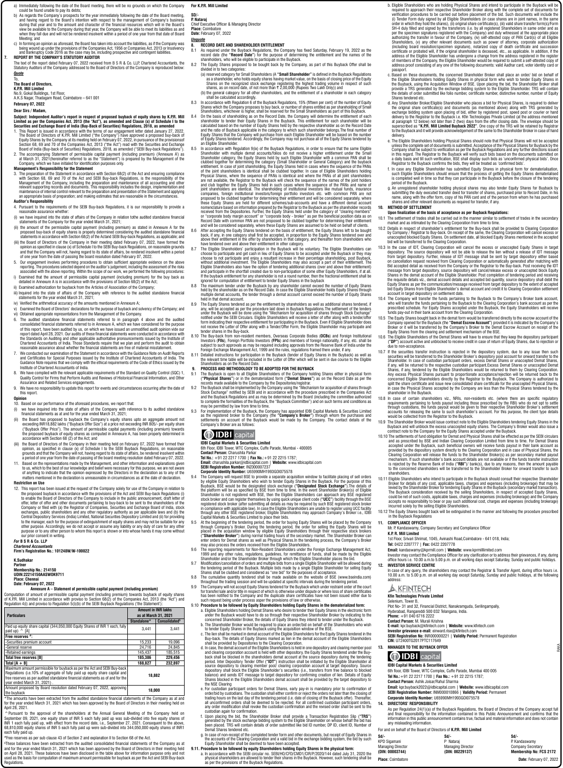a) Immediately following the date of the Board meeting, there will be no grounds on which the Company could be found unable to pay its debts;

b) As regards the Company's prospects for the year immediately following the date of the Board meeting, and having regard to the Board's intention with respect to the management of Company's business during that year and to the amount and character of the financial resources which will in the Board's view be available to the Company during that year, the Company will be able to meet its liabilities as and when they fall due and will not be rendered insolvent within a period of one year from that date of Board Meeting; and

c) In forming an opinion as aforesaid, the Board has taken into account the liabilities, as if the Company was being wound up under the provisions of the Companies Act, 1956 or Companies Act, 2013 or Insolvency and Bankruptcy Code 2016 as the case may be, including prospective and contingent liabilities.

**7. REPORT BY THE COMPANY'S STATUTORY AUDITOR**

The text of the report dated February 07, 2022 received from B S R & Co. LLP, Chartered Accountants, the Statutory Auditors of the Company addressed to the Board of Directors of the Company is reproduced below:

*Quote*

To,
**The Board of Directors,**
**K.P.R. Mill Limited**
No.9, Gokul Buildings, 1st Floor,
A.K.S Nagar, Thadagam Road, Coimbatore – 641 001

**February 07, 2022**

**Dear Sirs / Madam,**

**Subject: Independent Auditor's report in respect of proposed buyback of equity shares by K.P.R. Mill Limited as per the Companies Act, 2013 (the "Act"), as amended and Clause (xi) of Schedule I to the Securities and Exchange Board of India (Buy-Back of Securities) Regulations, 2018, as amended**

1. This Report is issued in accordance with the terms of our engagement letter dated January 27, 2022. The Board of Directors of K.P.R. Mill Limited ("the Company") have approved a proposed buy-back of Equity Shares by the Company at its meeting held on February 07, 2022, in pursuance of the provisionsof Section 68, 69 and 70 of the Companies Act, 2013 ("the Act") read with the Securities and Exchange Board of India (Buy-back of Securities) Regulations, 2018, as amended ("SEBI Buy-back Regulations").
2. The accompanying Statement of permissible capital payment (including premium) ('Annexure A') as at March 31, 2021(hereinafter referred to as the "Statement") is prepared by the Management of the Company, which we have initialed for identification purposes only.

**Management's Responsibility for the Statement**

3. The preparation of the Statement in accordance with Section 68(2) of the Act and ensuring compliance with Section 68, 69 and 70 of the Act and SEBI Buy-back Regulations, is the responsibility of the Management of the Company, including the preparation and maintenance of all accounting and other relevant supporting records and documents. This responsibility includes the design, implementation and maintenance of internal control relevant to the preparation and presentation of the Statement and applying an appropriate basis of preparation; and making estimates that are reasonable in the circumstances.

**Auditor's Responsibility**

4. Pursuant to the requirements of the SEBI Buy-back Regulations, it is our responsibility to provide a reasonable assurance whether:
   (i) we have inquired into the state of affairs of the Company in relation tothe audited standalone financial statements of the Company for the year ended March 31, 2021;
   (ii) the amount of the permissible capital payment (including premium) as stated in Annexure A for the proposed buy-back of equity shares is properly determined considering the audited standalone financial statements in accordance with Section 68(2) of the Actand SEBI Buy-back Regulations, as applicable; and
   (iii) the Board of Directors of the Company in their meeting dated February 07, 2022, have formed the opinion as specified in clause (x) of Schedule I to the SEBI Buy-back Regulations, on reasonable grounds and that the Company will not, having regard to its state of affairs, be rendered insolvent within a period of one year from the date of passing the board resolution dated February 07, 2022.
5. Our engagement involves performing procedures to obtain sufficient appropriate evidence on the above reporting. The procedures selected depend on the auditor's judgement, including the assessment of the risks associated with the above reporting. Within the scope of our work, we performed the following procedures:
   i) Examined that the amount of permissible capital payment (including premium) for the buy back as detailed in Annexure A is in accordance with the provisions of Section 68(2) of the Act;
   ii) Examined authorization for buyback from the Articles of Association of the Company;
   iii) Inquired into the state of affairs of the Company with reference to the audited standalone financial statements for the year ended March 31, 2021;
   iv) Verified the arithmetical accuracy of the amounts mentioned in Annexure A;
   v) Examined the Board of Directors' declarations for the purpose of buyback and solvency of the Company; and
   vi) Obtained appropriate representations from the Management of the Company.
6. The audited standalone financial statements referred to in paragraph 4 above and the audited consolidated financial statements referred to in Annexure A, which we have considered for the purpose of this report, have been audited by us, on which we have issued an unmodified audit opinion vide our report dated April 28, 2021. Our audits of these financial statements were conducted in accordance with the Standards on Auditing and other applicable authoritative pronouncements issued by the Institute of Chartered Accountants of India. Those Standards require that we plan and perform the audit to obtain reasonable assurance about whether the financial statements are free of material misstatement.
7. We conducted our examination of the Statement in accordance with the Guidance Note on Audit Reports and Certificates for Special Purposes issued by the Institute of Chartered Accountants of India. The Guidance Note requires that we comply with the ethical requirements of the Code of Ethics issued by the Institute of Chartered Accountants of India.
8. We have complied with the relevant applicable requirements of the Standard on Quality Control (SQC) 1, Quality Control for Firms that Perform Audits and Reviews of Historical Financial Information, and Other Assurance and Related Services engagements.
9. We have no responsibility to update this report for events and circumstances occurring after the date of this report.

**Opinion**

10. Based on our performance of the aforesaid procedures, we report that:
   (i) we have inquired into the state of affairs of the Company with reference to its audited standalone financial statements as at and for the year ended March 31, 2021;
   (ii) the Board has proposed to buyback the Company's equity shares upto an aggregate amount not exceeding INR18,882 lakhs ("Buyback Offer Size") at a price not exceeding INR 805/- per equity share ("Buyback Offer Price"). The amount of permissible capital payments (including premium) towards the proposed buyback of equity shares as computed in Annexure A, has been properly determined in accordance with Section 68 (2) of the Act; and
   (iii) the Board of Directors of the Company in their meeting held on February 07, 2022 have formed their opinion, as specified in clause (x) of Schedule I to the SEBI Buyback Regulations, on reasonable grounds and that the Company will not, having regard to its state of affairs, be rendered insolvent within a period of one year from the date of passing the board meeting resolution dated February 07, 2022.
11. Based on the representations made by the Management and other information and explanations given to us, which to the best of our knowledge and belief were necessary for this purpose, we are not aware of anything to indicate that the opinion expressed by the Directors in the declaration as to any of the matters mentioned in the declaration is unreasonable in circumstances as at the date of declaration.

**Restriction on Use**

12. This report has been issued at the request of the Company solely for use of the Company in relation to the proposed buyback in accordance with the provisions of the Act and SEBI Buy-back Regulations (i) to enable the Board of Directors of the Company to include in the public announcement, draft letter of offer, letter of offer and other documents pertaining to buy-back to be sent to the shareholders of the Company or filed with (a) the Registrar of Companies, Securities and Exchange Board of India, stock exchanges, public shareholders and any other regulatory authority as per applicable laws and (b) the Central Depository Services (India) Limited, National Securities Depository Limited and (ii) for providing to the manager; each for the purpose of extinguishment of equity shares and may not be suitable for any other purpose. Accordingly, we do not accept or assume any liability or any duty of care for any other purpose or to any other person to whom this report is shown or into whose hands it may come without our prior consent in writing.

*For* **B S R & Co. LLP**
***Chartered Accountants***
**Firm's Registration No.: 101248W/W-100022**

**K.Sudhakar**
**Partner**
**Membership No.: 214150**
**UDIN:22214150AASWOK9711**
**Place: Chennai**
**Date: February 07, 2022**

**Annexure A – Statement of permissible capital payment (including premium)**

Computation of amount of permissible capital payment (including premium) towards buyback of equity shares of K.P.R. Mill Limited in accordance with proviso to Section 68(2) of the Companies Act, 2013 (the "Act") and Regulation 4(i) and proviso to Regulation 5(i)(b) of the SEBI Buyback Regulations ('the Statement'):

| Particulars | Amount in INR lakhs as at March 31, 2021 | |
|---|---|---|
| | Standalone* | Consolidated$ |
| Paid up equity share capital (344,050,000 Equity Shares of INR 1 each, fully paid up) ^ [A] | 3,441 | 3,441 |
| **Free reserves #:** | | |
| -Securities premium account | 15,233 | 19,096 |
| -General reserve | 24,716 | 24,845 |
| -Retained earnings | 145,437 | 185,515 |
| **Total free reserves [B]** | **185,386** | **229,456** |
| **Total [A + B]** | **188,827** | **232,897** |
| Maximum amount permissible for buyback as per the Act and SEBI Buy-back Regulations (i.e.10% of aggregate of fully paid up equity share capital and free reserves as per audited standalone financial statements as at and for the year ended March 31, 2021) . | 18,882 | |
| Amount proposed by Board resolution dated February 07, 2022, approving the buyback | 18,000 | |

*The amounts have been extracted from the audited standalone financial statements of the Company as at and for the year ended March 31, 2021 which has been approved by the Board of Directors in their meeting held on April 28, 2021.

^Pursuant to the approval of the shareholders at the Annual General Meeting of the Company held on September 09, 2021, one equity share of INR 5 each fully paid up was sub-divided into five equity shares of INR 1 each fully paid up, with effect from the record date, i.e., September 27, 2021. Consequent to the above, 68,810,000 equity shares of INR 5 each fully paid up were sub-divided into 344,050,000 equity shares of INR1 each fully paid up.

#Free reserves as per sub clause 43 of Section 2 and explanation II to Section 68 of the Act.

$These balances have been extracted from the audited consolidated financial statements of the Company as at and for the year ended March 31, 2021 which has been approved by the Board of Directors in their meeting held on April 28, 2021. These balances have been disclosed in the table above for information purpose only and not used as the basis for computation of maximum amount permissible for buyback as per the Act and SEBI Buy-back Regulations.

**For K.P.R. Mill Limited**

**Sd/-**
**P. Nataraj**
Chief Executive Officer & Managing Director
**Place:** Coimbatore
**Date:** February 07, 2022

***Unquote***

**8. RECORD DATE AND SHAREHOLDER ENTITLEMENT**

8.1 As required under the Buyback Regulations, the Company has fixed Saturday, February 19, 2022 as the record date (the "**Record Date**") for the purpose of determining the entitlement and the names of the shareholders, who will be eligible to participate in the Buyback.

8.2 The Equity Shares proposed to be bought back by the Company, as part of this Buyback Offer shall be divided in to two categories:
   (a) reserved category for Small Shareholders (A "**Small Shareholder**" is defined in the Buyback Regulations as a shareholder, who holds equity shares having market value, on the basis of closing price of the Equity Shares on the recognized stock exchange registering the highest trading volume in respect of such Shares, as on record date, of not more than ₹ 2,00,000 (Rupees Two Lakh Only)) and
   (b) the general category for all other shareholders, and the entitlement of a shareholder in each category shall be calculated accordingly.

8.3 In accordance with Regulation 6 of the Buyback Regulations, 15% (fifteen per cent) of the number of Equity Shares which the Company proposes to buy back, or number of shares entitled as per shareholding of Small Shareholders, whichever is higher, shall be reserved for the Small Shareholders as part of this Buyback.

8.4 On the basis of shareholding as on the Record Date, the Company will determine the entitlement of each shareholder to tender their Equity Shares in the Buyback. This entitlement for each shareholder will be calculated based on the number of Equity Shares held by the respective shareholder as on the Record Date and the ratio of Buyback applicable in the category to which such shareholder belongs.The final number of Equity Shares that the Company will purchase from each Eligible Shareholder will be based on the number of Equity Shares tendered. Accordingly, the Company may not purchase all of the Equity Shares tendered by an Eligible Shareholder.

8.5 In accordance with Regulation 9(ix) of the Buyback Regulations, in order to ensure that the same Eligible Shareholder with multiple demat accounts/folios do not receive a higher entitlement under the Small Shareholder category, the Equity Shares held by such Eligible Shareholder with a common PAN shall be clubbed together for determining the category (Small Shareholder or General Category) and the buyback entitlement. In case of joint shareholding, the Equity Shares held in cases where the sequence of the PANs of the joint shareholders is identical shall be clubbed together. In case of Eligible Shareholders holding Physical Shares, where the sequence of PANs is identical and where the PANs of all joint shareholders are not available, the Registrar to the Buyback will check the sequence of the names of the joint holders and club together the Equity Shares held in such cases where the sequence of the PANs and name of joint shareholders are identical. The shareholding of institutional investors like mutual funds, insurance companies, foreign institutional investors/foreign portfolio investors etc. with common PAN are not proposed to be clubbed together for determining their entitlement and will be considered separately, where these Equity Shares are held for different schemes/sub-accounts and have a different demat account nomenclature based on information prepared by the Registrar to the Buyback as per the shareholder records received from the Depositories. Further, the Equity Shares held under the category of "clearing members" or "corporate body margin account" or "corporate body - broker" as per the beneficial position data as on Record Date with common PAN are not proposed to be clubbed together for determining their entitlement and will be considered separately, where these Equity Shares are assumed to be held on behalf of clients.

8.6 After accepting the Equity Shares tendered on the basis of entitlement, the Equity Shares left to be bought back, if any, in one category shall first be accepted, in proportion to the Equity Shares tendered over and above their entitlement in the offer by shareholders in that category, and thereafter from shareholders who have tendered over and above their entitlement in other category.

8.7 The Eligible Shareholders' participation in the Buyback will be voluntary. The Eligible Shareholders can choose to participate and get cash in lieu of Equity Shares to be accepted under the Buyback or they may choose to not participate and enjoy a resultant increase in their percentage shareholding, post Buyback, without additional investment. The Eligible Shareholders may also accept a part of their entitlement. The Eligible Shareholders also have the option of tendering additional shares (over and above their entitlement) and participate in the shortfall created due to non-participation of some other Equity Shareholders, if at all. If the buyback entitlement for any shareholder is not a round number, then the fractional entitlement shall be ignored for computation of entitlement to tender Equity Shares in the buyback

8.8 The maximum tender under the Buyback by any shareholder cannot exceed the number of Equity Shares held by the shareholder as on the Record Date. In case the Eligible Shareholder holds Equity Shares through multiple demat accounts, the tender through a demat account cannot exceed the number of Equity Shares held in that demat account.

8.9 The Equity Shares tendered as per the entitlement by shareholders as well as additional shares tendered, if any, will be accepted as per the procedure laid down in Buyback Regulations.The settlement of the tenders under the Buyback will be done using the "Mechanism for acquisition of shares through Stock Exchange" notified under the SEBI Circulars. Eligible Shareholders will receive a letter of offer along with a tender/offer form indicating their respective entitlement for participating in the Buyback. Even if Eligible Shareholder does not receive the Letter of Offer along with a Tender/Offer Form, the Eligible Shareholder may participate and tender shares in the Buy-back.

8.10 The Buy-back from non-resident members, Overseas Corporate Bodies (**OCBs**) and Foreign Institutional Investors (**FIIs**), Foreign Portfolio Investors (**FPIs**) and members of foreign nationality, if any, etc. shall be subject to such approvals as may be required including approvals from the Reserve Bank of India under the Foreign Exchange Management Act, 1999 and the rules, regulations framed there under, if any.

8.11 Detailed instructions for participation in the Buyback (tender of Equity Shares in the Buyback) as well as the relevant time table will be included in the Letter of Offer which will be sent in due course to the Eligible Shareholders as on the Record Date.

**9. PROCESS AND METHODOLOGY TO BE ADOPTED FOR THE BUYBACK**

9.1 The Buyback is open to all Eligible Shareholders of the Company holding Shares either in physical form ("**Physical Shares**") or in the dematerialized form ("**Demat Shares**") as on the Record Date as per the records made available to the Company by the Depositories/registrar.

9.2 The Buyback shall be implemented by the Company using the "Mechanism for acquisition of shares through Stock Exchange" notified by SEBI and in accordance with the procedure prescribed in the Companies Act and the Buyback Regulations and as may be determined by the Board (including the committee authorized to complete the formalities of the Buyback, the "Buyback Committee") and on such terms and conditions as may be permitted by law from time to time.

9.3 For implementation of the Buyback, the Company has appointed IDBI Capital Markets & Securities Limited as the registered broker to the Company (the "**Company's Broker**") through whom the purchases and settlements on account of the Buyback would be made by the Company. The contact details of the Company's Broker are as follows:

**IDBI Capital Markets & Securities Limited**
6th Floor, IDBI Tower, WTC Complex, Cuffe Parade, Mumbai - 400005
**Contact Person:** Charushila Parkar
**Tel No.:** +91 22 2217 1700 | **Fax No.:** +91 22 2215 1787;
**Email:** charushila.parkar@idbicapital.com | **Website:** www.idbicapital.com
**SEBI Registration Number:** INZ000007237
**Corporate Identity Number:** U65990MH1993GOI075578

9.4 The Company will request BSE to provide a separate acquisition window to facilitate placing of sell orders by eligible Equity Shareholders who wish to tender Equity Shares in the Buyback. For the purpose of this Buyback, BSE would be the designated stock exchange ("**Designated Stock Exchange**").The details of the platform will be as specified by BSE from time to time. In the event Shareholder Broker(s) of Eligible Shareholder is not registered with BSE, then the Eligible Shareholders can approach any BSE registered stock broker and can register themselves by using quick unique client code ("**UCC**") facility through the BSE registered stock broker (after submitting all details as may be required by such BSE registered stock broker in compliance with applicable law). In case the Eligible Shareholders are unable to register using UCC facility through any other BSE registered broker, Eligible Shareholders may approach Company's Broker i.e., IDBI Capital Markets & Securities Limited to place their bids.

9.5 At the beginning of the tendering period, the order for buying Equity Shares will be placed by the Company through Company's Broker. During the tendering period, the order for selling the Equity Shares will be placed in the acquisition window by eligible Equity Shareholders through their respective stock brokers ("**Shareholder Broker**") during normal trading hours of the secondary market. The Shareholder Broker can enter orders for Demat shares as well as Physical Shares.In the tendering process, the Company's Broker may also process the orders received from the Eligible Shareholders.

9.6 The reporting requirements for Non-Resident Shareholders under the Foreign Exchange Management Act, 1999 and any other rules, regulations, guidelines, for remittance of funds, shall be made by the Eligible Shareholder and/or the Shareholder Broker through which the Eligible Shareholder places the bid.

9.7 Modification/cancellation of orders and multiple bids from a single Eligible Shareholder will be allowed during the tendering period of the Buyback. Multiple bids made by a single Eligible Shareholder for selling Equity Shares shall be clubbed and considered as "one bid" for the purposes of acceptance.

9.8 The cumulative quantity tendered shall be made available on the website of BSE (www.bseindia.com) throughout the trading session and will be updated at specific intervals during the tendering period.

9.9 The Company will not accept Equity Shares tendered for the Buyback which under restraint order of the court for transfer/sale and/or title in respect of which is otherwise under dispute or where loss of share certificates has been notified to the Company and the duplicate share certificates have not been issued either due to such request being under process as per the provisions of law or otherwise.

9.10 **Procedure to be followed by Equity Shareholders holding Equity Shares in the dematerialized form:**
   a. Eligible Shareholders holding Demat Shares who desire to tender their Equity Shares in the electronic form under the Buyback would have to do so through their respective Shareholder Broker by indicating to the concerned Shareholder Broker, the details of Equity Shares they intend to tender under the Buyback.
   b. The Shareholder Broker would be required to place an order/bid on behalf of the Shareholders who wish to tender Equity Shares in the Buyback using the acquisition window of the BSE.
   c. The lien shall be marked in demat account of the Eligible Shareholders for the Equity Shares tendered in the Buy-back. The details of Equity Shares marked as lien in the demat account of the Eligible Shareholders shall be provided by Depositories to the Clearing Corporation.
   d. In case, the demat account of the Eligible Shareholders is held in one depository and clearing member pool and clearing corporation account is held with other depository, the Equity Shares tendered under the Buy-back shall be blocked in the shareholders demat account at the source depository during the tendering period. Inter Depository Tender Offer ("**IDT**") instruction shall be initiated by the Eligible Shareholder at source depository to clearing member pool/ clearing corporation account at target depository. Source depository shall block the Eligible Shareholder's securities (i.e., transfers from free balance to blocked balance) and sends IDT message to target depository for confirming creation of lien. Details of Equity Shares blocked in the Eligible Shareholders demat account shall be provided by the target depository to the NSE Clearing
   e. For custodian participant orders for Demat Shares, early pay-in is mandatory prior to confirmation of order/bid by custodians. The custodian shall either confirm or reject the orders not later than the closing of trading hours on the last day of the tendering period (i.e. date of closing of the Buyback offer). Thereafter, all unconfirmed orders shall be deemed to be rejected. For all confirmed custodian participant orders, any order modification shall revoke the custodian confirmation and the revised order shall be sent to the custodian again for confirmation.
   f. Upon placing the bid, the Shareholder Broker shall provide a Transaction Registration Slip ("**TRS**") generated by the stock exchange bidding system to the Eligible Shareholder on whose behalf the bid has been placed. TRS will contain details of order submitted like bid ID number, DP ID, client ID, Number of Demat Shares tendered etc.
   g. In case of non-receipt of the completed tender form and other documents, but receipt of Equity Shares in the accounts of the Clearing Corporation and a valid bid in the exchange bidding system, the bid by such Equity Shareholder shall be deemed to have been accepted.

**9.11. Procedure to be followed by equity Shareholders holding Equity Shares in the physical form:**
   a. In accordance with the SEBI circular no. SEBI/HO/CFD/CMD1/CIR/P/2020/144 dated July 31, 2020 the physical shareholders are allowed to tender their shares in the Buyback. However, such tendering shall be as per the provisions of the Buyback Regulations.
   b. Eligible Shareholders who are holding Physical Shares and intend to participate in the Buyback will be required to approach their respective Shareholder Broker along with the complete set of documents for verification procedures to be carried out before placement of the bid. Such documents will include the (i) Tender Form duly signed by all Eligible Shareholders (in case shares are in joint names, in the same order in which they hold the shares), (ii) original share certificate(s), (iii) valid share transfer form(s)/Form SH-4 duly filled and signed by the transferors (i.e. by all registered Shareholders in same order and as per the specimen signatures registered with the Company) and duly witnessed at the appropriate place authorizing the transfer in favour of the Company, (iv) self-attested copy of PAN Card(s) of all Eligible Shareholders, (v) any other relevant documents such as power of attorney, corporate authorization (including board resolution/specimen signature), notarized copy of death certificate and succession certificate or probated will, if the original shareholder is deceased, etc., as applicable. In addition, if the address of the Eligible Shareholder has undergone a change from the address registered in the register of members of the Company, the Eligible Shareholder would be required to submit a self-attested copy of address proof consisting of any one of the following documents: valid Aadhar card, voter identity card or passport.
   c. Based on these documents, the concerned Shareholder Broker shall place an order/ bid on behalf of the Eligible Shareholders holding Equity Shares in physical form who wish to tender Equity Shares in the Buyback, using the Acquisition Window of BSE. Upon placing the bid, the Shareholder Broker shall provide a TRS generated by the exchange bidding system to the Eligible Shareholder. TRS will contain the details of order submitted like folio number, certificate number, distinctive number, number of Equity Shares tendered etc.
   d. Any Shareholder Broker/Eligible Shareholder who places a bid for Physical Shares, is required to deliver the original share certificate(s) and documents (as mentioned above) along with TRS generated by exchange bidding system upon placing of bid, either by registered post, speed post or courier or hand delivery to the Registrar to the Buyback i.e. Kfin Technologies Private Limited (at the address mentioned at paragraph 12 below) not later than 2 (two) days from the offer closing date. The envelope should be superscribed as **"K.P.R. Mill Limited Buyback 2022"**. One copy of the TRS will be retained by Registrar to the Buyback and it will provide acknowledgement of the same to the Shareholder Broker in case of hand delivery.
   e. The Eligible Shareholders holding Physical Shares should note that Physical Shares will not be accepted unless the complete set of documents is submitted. Acceptance of the Physical Shares for Buyback by the Company shall be subject to verification as per the Buyback Regulations and any further directions issued in this regard. The Registrar to the Buyback will verify such bids based on the documents submitted on a daily basis and till such verification, BSE shall display such bids as 'unconfirmed physical bids'. Once Registrar to the Buyback confirms the bids, they will be treated as 'confirmed bids'.
   f. In case any Eligible Shareholder has submitted Equity Shares in physical form for dematerialisation, such Eligible Shareholders should ensure that the process of getting the Equity Shares dematerialised is completed well in time so that they can participate in the Buyback before the closure of the tendering period of the Buyback.
   g. An unregistered shareholder holding physical shares may also tender Equity Shares for Buyback by submitting the duly executed transfer deed for transfer of shares, purchased prior to Record Date, in his name, along with the offer form, copy of his PAN card and of the person from whom he has purchased shares and other relevant documents as required for transfer, if any.

**10. METHOD OF SETTLEMENT**

**Upon finalization of the basis of acceptance as per Buyback Regulations:**

10.1 The settlement of trades shall be carried out in the manner similar to settlement of trades in the secondary market and as intimated by the Clearing Corporation from time to time.

10.2 Details in respect of shareholder's entitlement for the Buy-back shall be provided to Clearing Corporation by Company / Registrar to Buy-back. On receipt of the same, the Clearing Corporation will cancel excess or unaccepted blocked Equity Shares. On settlement date, all blocked Equity Shares mentioned in the accepted bid will be transferred to the Clearing Corporation.

10.3 In the case of IDT, Clearing Corporation will cancel the excess or unaccepted Equity Shares in target depository. The source depository will not be able to release the lien without a release of IDT message from target depository. Further, release of IDT message shall be sent by target depository either based on cancellation request received from Clearing Corporation or automatically generated after matching with Bid accepted detail as received from the Company or the Registrar to the Buy-back. Post receiving the IDT message from target depository, source depository will cancel/release excess or unaccepted block Equity Shares in the demat account of the Eligible Shareholder. Post completion of tendering period and receiving the requisite details viz., demat account details and accepted bid quantity, source depository shall debit the Equity Shares as per the communication/message received from target depository to the extent of accepted bid shares from Eligible Shareholder's demat account and credit it to Clearing Corporation settlement account in target depository on settlement date.

10.4 The Company will transfer the funds pertaining to the Buyback to the Company's Broker bank account, who will transfer the funds pertaining to the Buyback to the Clearing Corporation's bank account as per the prescribed schedule. For Equity Shares accepted under the Buyback, the Equity Shareholders will receive funds pay-out in their bank account from the Clearing Corporation.

10.5 The Equity Shares bought back in the demat form would be transferred directly to the escrow account of the Company opened for the Buyback (the "**Demat Escrow Account**") provided it is indicated by the Company's Broker or it will be transferred by the Company's Broker to the Demat Escrow Account on receipt of the Equity Shares from the clearing and settlement mechanism of the BSE.

10.6 The Eligible Shareholders of the Demat Shares will have to ensure that they keep the depository participant ("**DP**") account active and unblocked to receive credit in case of return of Equity Shares, due to rejection or due to non-acceptance.

10.7 If the securities transfer instruction is rejected in the depository system, due to any issue then such securities will be transferred to the Shareholder Broker's depository pool account for onward transfer to the Shareholder. In case of custodian participant orders, excess Demat Shares or unaccepted Demat Shares, if any, will be returned to the respective custodian participant.Excess Demat Shares or unaccepted Demat Shares, if any, tendered by the Eligible Shareholders would be returned to them by Clearing Corporation. Any excess Physical Shares pursuant to proportionate acceptance/rejection will be returned back to the concerned Eligible Shareholders directly by the Registrar to the Buyback. The Company is authorized to split the share certificate and issue new consolidated share certificate for the unaccepted Physical Shares, in case the Physical Shares accepted by the Company are less than the Physical Shares tendered by the shareholder in the Buyback.

10.8 In case of certain shareholders viz., NRIs, non-residents etc. (where there are specific regulatory requirements pertaining to funds payout including those prescribed by the RBI) who do not opt to settle through custodians, the funds payout would be given to their respective Shareholder Broker's settlement accounts for releasing the same to such shareholder's account. For this purpose, the client type details would be collected from the Registrar to the Buyback.

10.9 The Shareholder Broker would issue contract note to the Eligible Shareholders tendering Equity Shares in the Buyback and will unblock the excess unaccepted equity shares. The Company's Broker would also issue a contract note to the Company for the Equity Shares accepted under the Buyback.

10.10 The settlements of fund obligation for Demat and Physical Shares shall be effected as per the SEBI circulars and as prescribed by BSE and Indian Clearing Corporation Limited from time to time. For Demat Shares accepted under the Buyback, such beneficial owners will receive funds payout in their bank account as provided by the depository system directly to the Clearing Corporation and in case of Physical Shares, the Clearing Corporation will release the funds to the Shareholder Broker(s) as per secondary market payout mechanism. If such shareholder's bank account details are not available or if the funds transfer instruction is rejected by the Reserve Bank of India ("**RBI**")/ bank(s), due to any reasons, then the amount payable to the concerned shareholders will be transferred to the Shareholder Broker for onward transfer to such shareholders.

10.11 Eligible Shareholders who intend to participate in the Buyback should consult their respective Shareholder Broker for details of any cost, applicable taxes, charges and expenses (including brokerage) that may be levied by the Shareholder Broker for tendering Equity Shares in the Buyback (secondary market transaction). The Buyback consideration received by the selling Shareholders, in respect of accepted Equity Shares, could be net of such costs, applicable taxes, charges and expenses (including brokerage) and the Company accepts no responsibility to bear or pay such additional cost, charges and expenses (including brokerage) incurred solely by the selling Eligible Shareholders.

10.12 The Equity Shares bought back will be extinguished in the manner and following the procedure prescribed in the Buyback Regulations

**11. COMPLIANCE OFFICER**

Mr. P. Kandaswamy, Company Secretary and Compliance Officer
**K.P.R. Mill Limited**
1st Floor, Srivari Shrimat, 1045, Avinashi Road,Coimbatore - 641 018, India;
**Tel:** 0422 2207777 | **Fax:** 0422 2207778
**Email:** kandaswamy@kprmill.com | **Website:** www.kprmilllimited.com
Investor may contact the Compliance Officer for any clarification or to address their grievances, if any, during office hours i.e. 10.00 a.m to 5.00 p.m. on all working days except Saturday, Sunday and public holidays.

**12. INVESTOR SERVICE CENTRE**

In case of any query, the shareholders may contact the Registrar & Transfer Agent, during office hours i.e. 10.00 a.m. to 5.00 p.m. on all working day except Saturday, Sunday and public holidays, at the following address:

**Kfin Technologies Private Limited**
Selenium, Tower B,
Plot No- 31 and 32, Financial District, Nanakramguda, Serilingampally,
Hyderabad, Rangareddi 500 032 Telangana, India.
**Phone:** +91 040 6716 2222
**Contact Person:** M. Murali Krishna
**E-mail:** kpr.buyback@kfintech.com | **Website:** www.kfintech.com
**Investor grievance e-mail:** einward.ris@kfintech.com
**SEBI Registration No:** INR000000221 | **Validity Period:** Permanent Registration
**CIN:** U72400TG2017PTC117649

**13. MANAGER TO THE BUYBACK OFFER**

**IDBI Capital Markets & Securities Limited**
6th floor, IDBI Tower, WTC Complex, Cuffe Parade, Mumbai 400 005
**Tel No.:** +91 22 2217 1700 | **Fax No.:** +91 22 2215 1787;
**Contact Person:** Ashik Joisar/Rahul Sharma
**Email:** kpr.buyback2022@idbicapital.com | **Website:** www.idbicapital.com
**SEBI Registration Number:** INM000010866 | **Validity Period:** Permanent
**Corporate Identity Number:** U65990MH1993GOI075578

**14. DIRECTORS' RESPONSIBILITY**

As per Regulation 24(1)(a) of the Buyback Regulations, the Board of Directors of the Company accept full and final responsibility for the information contained in this Public Announcement and confirms that the information in this public announcement contains true, factual and material information and does not contain any misleading information.

For and on behalf of the Board of Directors of **K.P.R. Mill Limited**

| | | |
|---|---|---|
| **Sd/-** | **Sd/-** | **Sd/-** |
| KPD Sigamani | P. Nataraj | P. Kandaswamy |
| Managing Director | Managing Director | Company Secretary |
| **(DIN: 00003744)** | **(DIN: 00229137)** | **Membership No.: FCS 2172** |

**Place:** Coimbatore **Date:** February 07, 2022